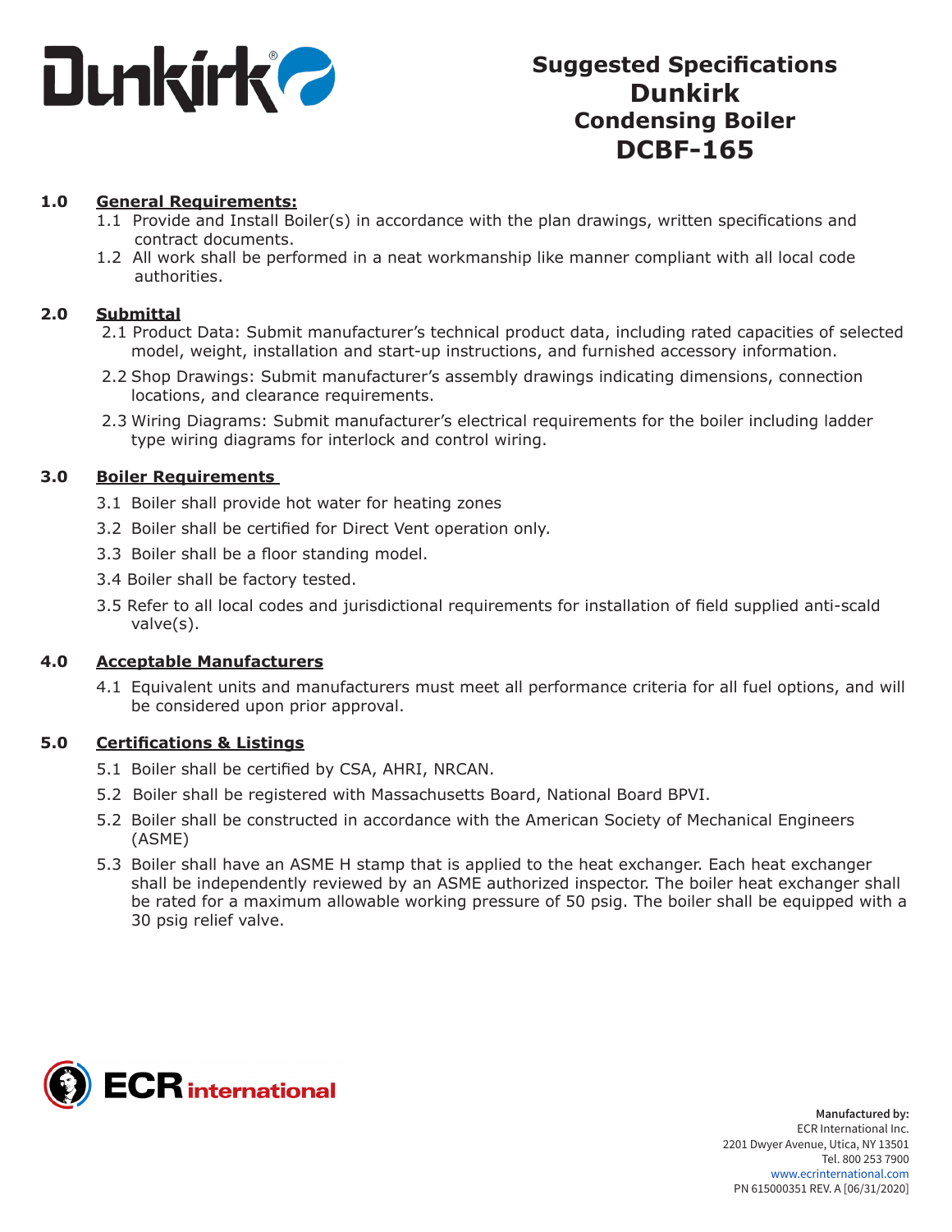# Suggested Specifications Dunkirk Condensing Boiler DCBF-165

## 1.0 General Requirements:

1.1 Provide and Install Boiler(s) in accordance with the plan drawings, written specifications and contract documents.

1.2 All work shall be performed in a neat workmanship like manner compliant with all local code authorities.

## 2.0 Submittal

2.1 Product Data: Submit manufacturer's technical product data, including rated capacities of selected model, weight, installation and start-up instructions, and furnished accessory information.

2.2 Shop Drawings: Submit manufacturer's assembly drawings indicating dimensions, connection locations, and clearance requirements.

2.3 Wiring Diagrams: Submit manufacturer's electrical requirements for the boiler including ladder type wiring diagrams for interlock and control wiring.

## 3.0 Boiler Requirements

3.1 Boiler shall provide hot water for heating zones

3.2 Boiler shall be certified for Direct Vent operation only.

3.3 Boiler shall be a floor standing model.

3.4 Boiler shall be factory tested.

3.5 Refer to all local codes and jurisdictional requirements for installation of field supplied anti-scald valve(s).

## 4.0 Acceptable Manufacturers

4.1 Equivalent units and manufacturers must meet all performance criteria for all fuel options, and will be considered upon prior approval.

## 5.0 Certifications & Listings

5.1 Boiler shall be certified by CSA, AHRI, NRCAN.

5.2 Boiler shall be registered with Massachusetts Board, National Board BPVI.

5.2 Boiler shall be constructed in accordance with the American Society of Mechanical Engineers (ASME)

5.3 Boiler shall have an ASME H stamp that is applied to the heat exchanger. Each heat exchanger shall be independently reviewed by an ASME authorized inspector. The boiler heat exchanger shall be rated for a maximum allowable working pressure of 50 psig. The boiler shall be equipped with a 30 psig relief valve.

**Manufactured by:**
ECR International Inc.
2201 Dwyer Avenue, Utica, NY 13501
Tel. 800 253 7900
www.ecrinternational.com
PN 615000351 REV. A [06/31/2020]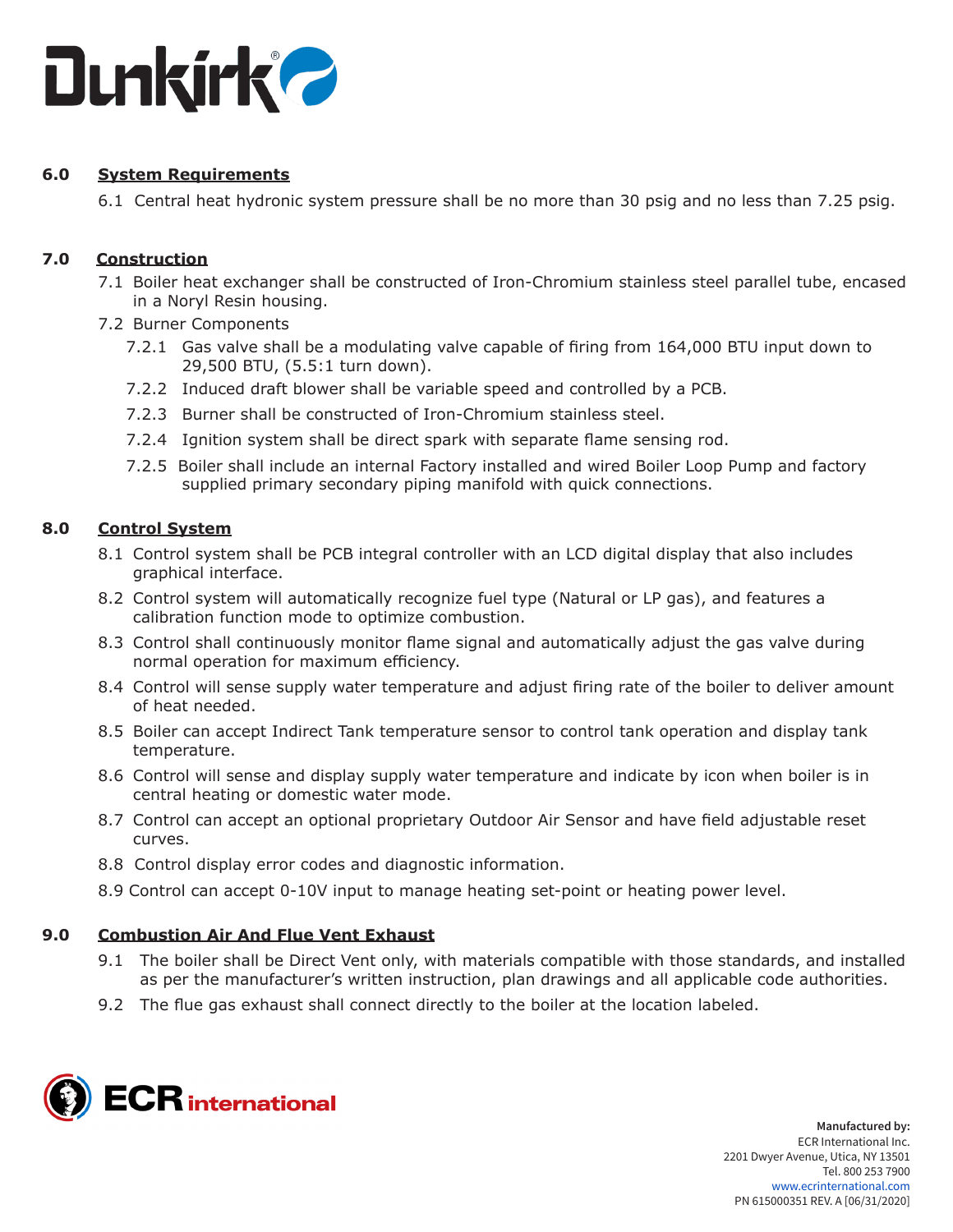## 6.0 System Requirements

6.1 Central heat hydronic system pressure shall be no more than 30 psig and no less than 7.25 psig.

## 7.0 Construction

7.1 Boiler heat exchanger shall be constructed of Iron-Chromium stainless steel parallel tube, encased in a Noryl Resin housing.

7.2 Burner Components

- 7.2.1 Gas valve shall be a modulating valve capable of firing from 164,000 BTU input down to 29,500 BTU, (5.5:1 turn down).
- 7.2.2 Induced draft blower shall be variable speed and controlled by a PCB.
- 7.2.3 Burner shall be constructed of Iron-Chromium stainless steel.
- 7.2.4 Ignition system shall be direct spark with separate flame sensing rod.
- 7.2.5 Boiler shall include an internal Factory installed and wired Boiler Loop Pump and factory supplied primary secondary piping manifold with quick connections.

## 8.0 Control System

8.1 Control system shall be PCB integral controller with an LCD digital display that also includes graphical interface.

8.2 Control system will automatically recognize fuel type (Natural or LP gas), and features a calibration function mode to optimize combustion.

8.3 Control shall continuously monitor flame signal and automatically adjust the gas valve during normal operation for maximum efficiency.

8.4 Control will sense supply water temperature and adjust firing rate of the boiler to deliver amount of heat needed.

8.5 Boiler can accept Indirect Tank temperature sensor to control tank operation and display tank temperature.

8.6 Control will sense and display supply water temperature and indicate by icon when boiler is in central heating or domestic water mode.

8.7 Control can accept an optional proprietary Outdoor Air Sensor and have field adjustable reset curves.

8.8 Control display error codes and diagnostic information.

8.9 Control can accept 0-10V input to manage heating set-point or heating power level.

## 9.0 Combustion Air And Flue Vent Exhaust

9.1 The boiler shall be Direct Vent only, with materials compatible with those standards, and installed as per the manufacturer's written instruction, plan drawings and all applicable code authorities.

9.2 The flue gas exhaust shall connect directly to the boiler at the location labeled.

**Manufactured by:**
ECR International Inc.
2201 Dwyer Avenue, Utica, NY 13501
Tel. 800 253 7900
www.ecrinternational.com
PN 615000351 REV. A [06/31/2020]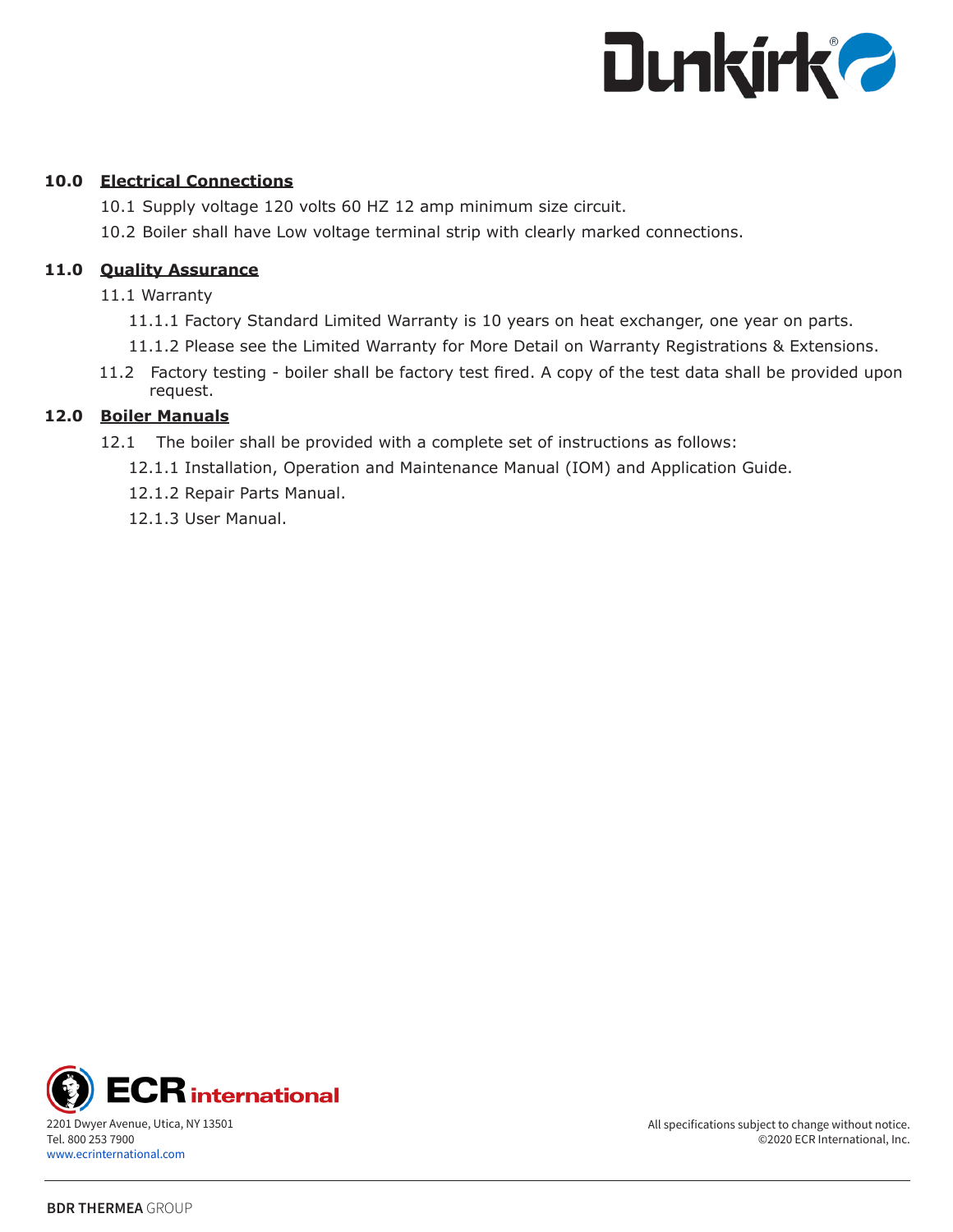## 10.0 Electrical Connections

10.1 Supply voltage 120 volts 60 HZ 12 amp minimum size circuit.

10.2 Boiler shall have Low voltage terminal strip with clearly marked connections.

## 11.0 Quality Assurance

11.1 Warranty

11.1.1 Factory Standard Limited Warranty is 10 years on heat exchanger, one year on parts.

11.1.2 Please see the Limited Warranty for More Detail on Warranty Registrations & Extensions.

11.2 Factory testing - boiler shall be factory test fired. A copy of the test data shall be provided upon request.

## 12.0 Boiler Manuals

12.1 The boiler shall be provided with a complete set of instructions as follows:

12.1.1 Installation, Operation and Maintenance Manual (IOM) and Application Guide.

12.1.2 Repair Parts Manual.

12.1.3 User Manual.

ECR international

2201 Dwyer Avenue, Utica, NY 13501
Tel. 800 253 7900
www.ecrinternational.com

All specifications subject to change without notice.
©2020 ECR International, Inc.

BDR THERMEA GROUP